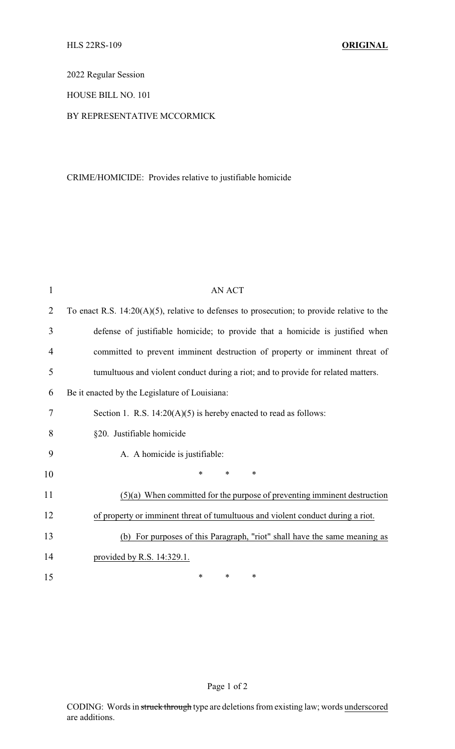HLS 22RS-109 **ORIGINAL**

2022 Regular Session

HOUSE BILL NO. 101

BY REPRESENTATIVE MCCORMICK

CRIME/HOMICIDE: Provides relative to justifiable homicide

AN ACT

To enact R.S. 14:20(A)(5), relative to defenses to prosecution; to provide relative to the defense of justifiable homicide; to provide that a homicide is justified when committed to prevent imminent destruction of property or imminent threat of tumultuous and violent conduct during a riot; and to provide for related matters.

Be it enacted by the Legislature of Louisiana:

Section 1. R.S. 14:20(A)(5) is hereby enacted to read as follows:

§20. Justifiable homicide

A. A homicide is justifiable:

\* \* \*

<u>(5)(a) When committed for the purpose of preventing imminent destruction of property or imminent threat of tumultuous and violent conduct during a riot.</u>

<u>(b) For purposes of this Paragraph, "riot" shall have the same meaning as provided by R.S. 14:329.1.</u>

\* \* \*

CODING: Words in ~~struck through~~ type are deletions from existing law; words <u>underscored</u> are additions.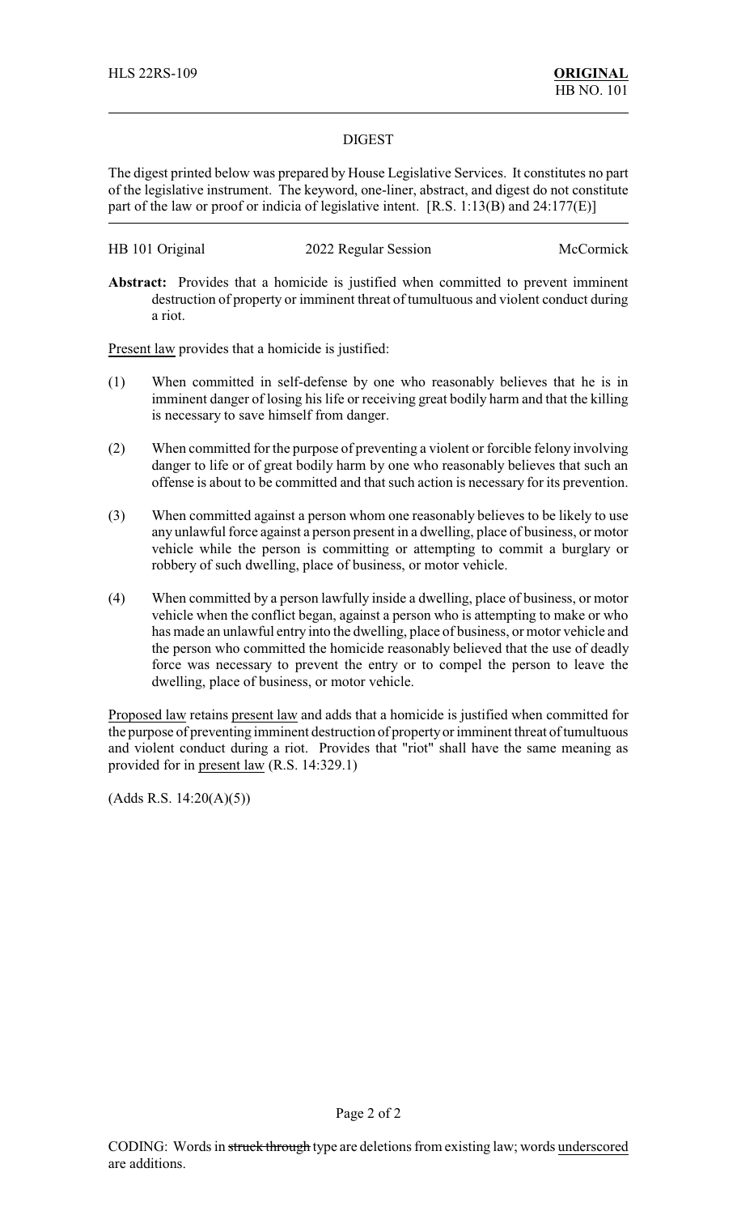HLS 22RS-109 **ORIGINAL**
HB NO. 101

DIGEST

The digest printed below was prepared by House Legislative Services. It constitutes no part of the legislative instrument. The keyword, one-liner, abstract, and digest do not constitute part of the law or proof or indicia of legislative intent. [R.S. 1:13(B) and 24:177(E)]

HB 101 Original 2022 Regular Session McCormick

**Abstract:** Provides that a homicide is justified when committed to prevent imminent destruction of property or imminent threat of tumultuous and violent conduct during a riot.

Present law provides that a homicide is justified:

(1) When committed in self-defense by one who reasonably believes that he is in imminent danger of losing his life or receiving great bodily harm and that the killing is necessary to save himself from danger.

(2) When committed for the purpose of preventing a violent or forcible felony involving danger to life or of great bodily harm by one who reasonably believes that such an offense is about to be committed and that such action is necessary for its prevention.

(3) When committed against a person whom one reasonably believes to be likely to use any unlawful force against a person present in a dwelling, place of business, or motor vehicle while the person is committing or attempting to commit a burglary or robbery of such dwelling, place of business, or motor vehicle.

(4) When committed by a person lawfully inside a dwelling, place of business, or motor vehicle when the conflict began, against a person who is attempting to make or who has made an unlawful entry into the dwelling, place of business, or motor vehicle and the person who committed the homicide reasonably believed that the use of deadly force was necessary to prevent the entry or to compel the person to leave the dwelling, place of business, or motor vehicle.

Proposed law retains present law and adds that a homicide is justified when committed for the purpose of preventing imminent destruction of property or imminent threat of tumultuous and violent conduct during a riot. Provides that "riot" shall have the same meaning as provided for in present law (R.S. 14:329.1)

(Adds R.S. 14:20(A)(5))

CODING: Words in ~~struck through~~ type are deletions from existing law; words underscored are additions.